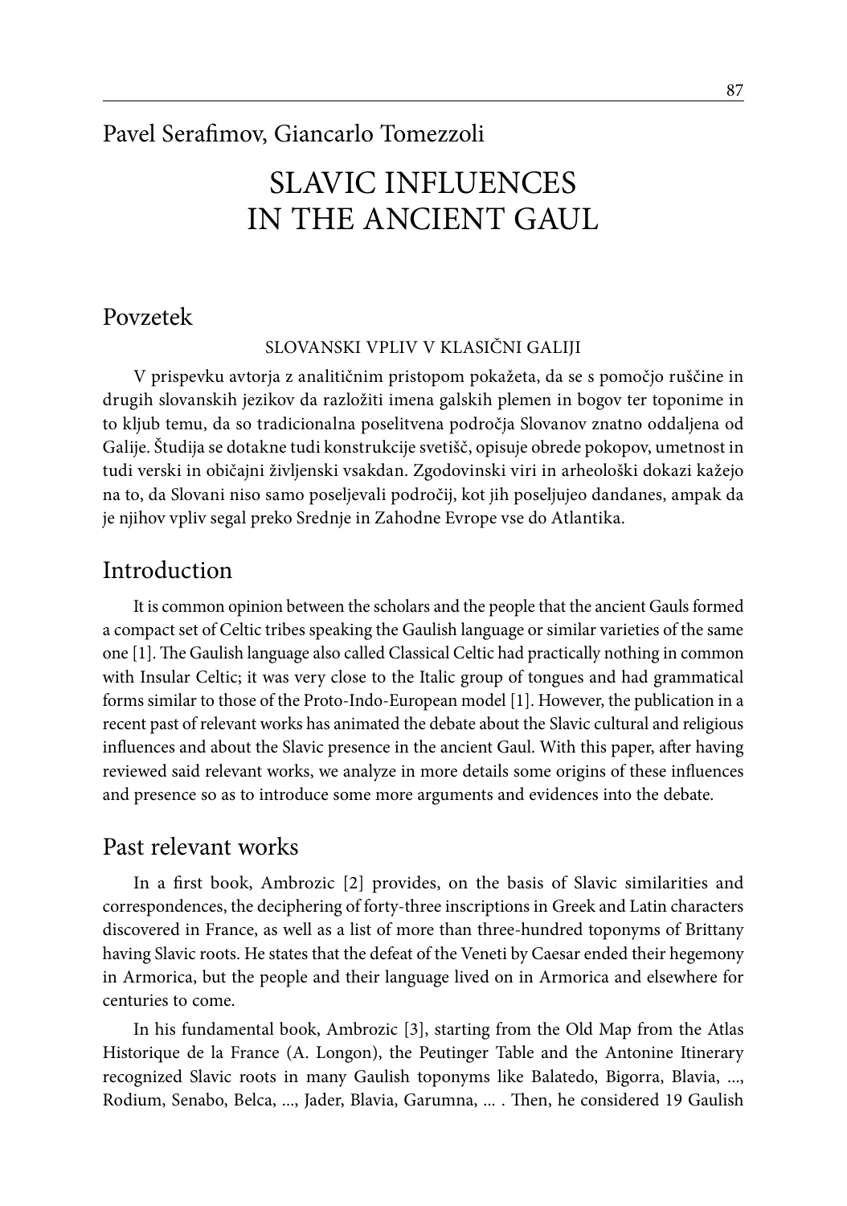Pavel Serafimov, Giancarlo Tomezzoli

# SLAVIC INFLUENCES IN THE ANCIENT GAUL

## Povzetek

SLOVANSKI VPLIV V KLASIČNI GALIJI

V prispevku avtorja z analitičnim pristopom pokažeta, da se s pomočjo ruščine in drugih slovanskih jezikov da razložiti imena galskih plemen in bogov ter toponime in to kljub temu, da so tradicionalna poselitvena področja Slovanov znatno oddaljena od Galije. Študija se dotakne tudi konstrukcije svetišč, opisuje obrede pokopov, umetnost in tudi verski in običajni življenjski vsakdan. Zgodovinski viri in arheološki dokazi kažejo na to, da Slovani niso samo poseljevali področij, kot jih poseljujeo dandanes, ampak da je njihov vpliv segal preko Srednje in Zahodne Evrope vse do Atlantika.

## Introduction

It is common opinion between the scholars and the people that the ancient Gauls formed a compact set of Celtic tribes speaking the Gaulish language or similar varieties of the same one [1]. The Gaulish language also called Classical Celtic had practically nothing in common with Insular Celtic; it was very close to the Italic group of tongues and had grammatical forms similar to those of the Proto-Indo-European model [1]. However, the publication in a recent past of relevant works has animated the debate about the Slavic cultural and religious influences and about the Slavic presence in the ancient Gaul. With this paper, after having reviewed said relevant works, we analyze in more details some origins of these influences and presence so as to introduce some more arguments and evidences into the debate.

## Past relevant works

In a first book, Ambrozic [2] provides, on the basis of Slavic similarities and correspondences, the deciphering of forty-three inscriptions in Greek and Latin characters discovered in France, as well as a list of more than three-hundred toponyms of Brittany having Slavic roots. He states that the defeat of the Veneti by Caesar ended their hegemony in Armorica, but the people and their language lived on in Armorica and elsewhere for centuries to come.

In his fundamental book, Ambrozic [3], starting from the Old Map from the Atlas Historique de la France (A. Longon), the Peutinger Table and the Antonine Itinerary recognized Slavic roots in many Gaulish toponyms like Balatedo, Bigorra, Blavia, ..., Rodium, Senabo, Belca, ..., Jader, Blavia, Garumna, ... . Then, he considered 19 Gaulish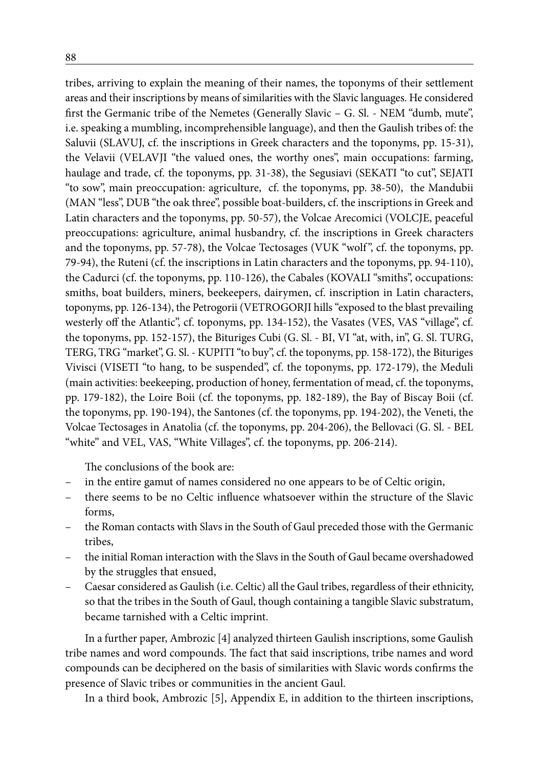tribes, arriving to explain the meaning of their names, the toponyms of their settlement areas and their inscriptions by means of similarities with the Slavic languages. He considered first the Germanic tribe of the Nemetes (Generally Slavic – G. Sl. - NEM "dumb, mute", i.e. speaking a mumbling, incomprehensible language), and then the Gaulish tribes of: the Saluvii (SLAVUJ, cf. the inscriptions in Greek characters and the toponyms, pp. 15-31), the Velavii (VELAVJI "the valued ones, the worthy ones", main occupations: farming, haulage and trade, cf. the toponyms, pp. 31-38), the Segusiavi (SEKATI "to cut", SEJATI "to sow", main preoccupation: agriculture, cf. the toponyms, pp. 38-50), the Mandubii (MAN "less", DUB "the oak three", possible boat-builders, cf. the inscriptions in Greek and Latin characters and the toponyms, pp. 50-57), the Volcae Arecomici (VOLCJE, peaceful preoccupations: agriculture, animal husbandry, cf. the inscriptions in Greek characters and the toponyms, pp. 57-78), the Volcae Tectosages (VUK "wolf", cf. the toponyms, pp. 79-94), the Ruteni (cf. the inscriptions in Latin characters and the toponyms, pp. 94-110), the Cadurci (cf. the toponyms, pp. 110-126), the Cabales (KOVALI "smiths", occupations: smiths, boat builders, miners, beekeepers, dairymen, cf. inscription in Latin characters, toponyms, pp. 126-134), the Petrogorii (VETROGORJI hills "exposed to the blast prevailing westerly off the Atlantic", cf. toponyms, pp. 134-152), the Vasates (VES, VAS "village", cf. the toponyms, pp. 152-157), the Bituriges Cubi (G. Sl. - BI, VI "at, with, in", G. Sl. TURG, TERG, TRG "market", G. Sl. - KUPITI "to buy", cf. the toponyms, pp. 158-172), the Bituriges Vivisci (VISETI "to hang, to be suspended", cf. the toponyms, pp. 172-179), the Meduli (main activities: beekeeping, production of honey, fermentation of mead, cf. the toponyms, pp. 179-182), the Loire Boii (cf. the toponyms, pp. 182-189), the Bay of Biscay Boii (cf. the toponyms, pp. 190-194), the Santones (cf. the toponyms, pp. 194-202), the Veneti, the Volcae Tectosages in Anatolia (cf. the toponyms, pp. 204-206), the Bellovaci (G. Sl. - BEL "white" and VEL, VAS, "White Villages", cf. the toponyms, pp. 206-214).

The conclusions of the book are:

- in the entire gamut of names considered no one appears to be of Celtic origin,
- there seems to be no Celtic influence whatsoever within the structure of the Slavic forms,
- the Roman contacts with Slavs in the South of Gaul preceded those with the Germanic tribes,
- the initial Roman interaction with the Slavs in the South of Gaul became overshadowed by the struggles that ensued,
- Caesar considered as Gaulish (i.e. Celtic) all the Gaul tribes, regardless of their ethnicity, so that the tribes in the South of Gaul, though containing a tangible Slavic substratum, became tarnished with a Celtic imprint.

In a further paper, Ambrozic [4] analyzed thirteen Gaulish inscriptions, some Gaulish tribe names and word compounds. The fact that said inscriptions, tribe names and word compounds can be deciphered on the basis of similarities with Slavic words confirms the presence of Slavic tribes or communities in the ancient Gaul.

In a third book, Ambrozic [5], Appendix E, in addition to the thirteen inscriptions,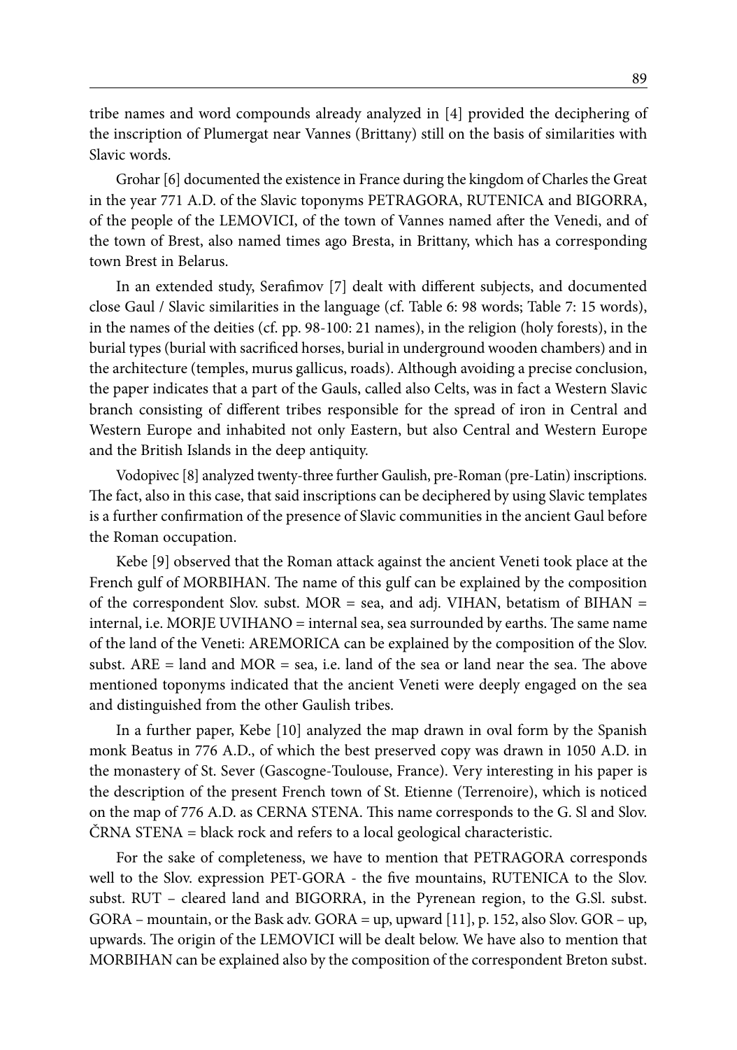tribe names and word compounds already analyzed in [4] provided the deciphering of the inscription of Plumergat near Vannes (Brittany) still on the basis of similarities with Slavic words.

Grohar [6] documented the existence in France during the kingdom of Charles the Great in the year 771 A.D. of the Slavic toponyms PETRAGORA, RUTENICA and BIGORRA, of the people of the LEMOVICI, of the town of Vannes named after the Venedi, and of the town of Brest, also named times ago Bresta, in Brittany, which has a corresponding town Brest in Belarus.

In an extended study, Serafimov [7] dealt with different subjects, and documented close Gaul / Slavic similarities in the language (cf. Table 6: 98 words; Table 7: 15 words), in the names of the deities (cf. pp. 98-100: 21 names), in the religion (holy forests), in the burial types (burial with sacrificed horses, burial in underground wooden chambers) and in the architecture (temples, murus gallicus, roads). Although avoiding a precise conclusion, the paper indicates that a part of the Gauls, called also Celts, was in fact a Western Slavic branch consisting of different tribes responsible for the spread of iron in Central and Western Europe and inhabited not only Eastern, but also Central and Western Europe and the British Islands in the deep antiquity.

Vodopivec [8] analyzed twenty-three further Gaulish, pre-Roman (pre-Latin) inscriptions. The fact, also in this case, that said inscriptions can be deciphered by using Slavic templates is a further confirmation of the presence of Slavic communities in the ancient Gaul before the Roman occupation.

Kebe [9] observed that the Roman attack against the ancient Veneti took place at the French gulf of MORBIHAN. The name of this gulf can be explained by the composition of the correspondent Slov. subst. MOR = sea, and adj. VIHAN, betatism of BIHAN = internal, i.e. MORJE UVIHANO = internal sea, sea surrounded by earths. The same name of the land of the Veneti: AREMORICA can be explained by the composition of the Slov. subst. ARE = land and MOR = sea, i.e. land of the sea or land near the sea. The above mentioned toponyms indicated that the ancient Veneti were deeply engaged on the sea and distinguished from the other Gaulish tribes.

In a further paper, Kebe [10] analyzed the map drawn in oval form by the Spanish monk Beatus in 776 A.D., of which the best preserved copy was drawn in 1050 A.D. in the monastery of St. Sever (Gascogne-Toulouse, France). Very interesting in his paper is the description of the present French town of St. Etienne (Terrenoire), which is noticed on the map of 776 A.D. as CERNA STENA. This name corresponds to the G. Sl and Slov. ČRNA STENA = black rock and refers to a local geological characteristic.

For the sake of completeness, we have to mention that PETRAGORA corresponds well to the Slov. expression PET-GORA - the five mountains, RUTENICA to the Slov. subst. RUT – cleared land and BIGORRA, in the Pyrenean region, to the G.Sl. subst. GORA – mountain, or the Bask adv. GORA = up, upward [11], p. 152, also Slov. GOR – up, upwards. The origin of the LEMOVICI will be dealt below. We have also to mention that MORBIHAN can be explained also by the composition of the correspondent Breton subst.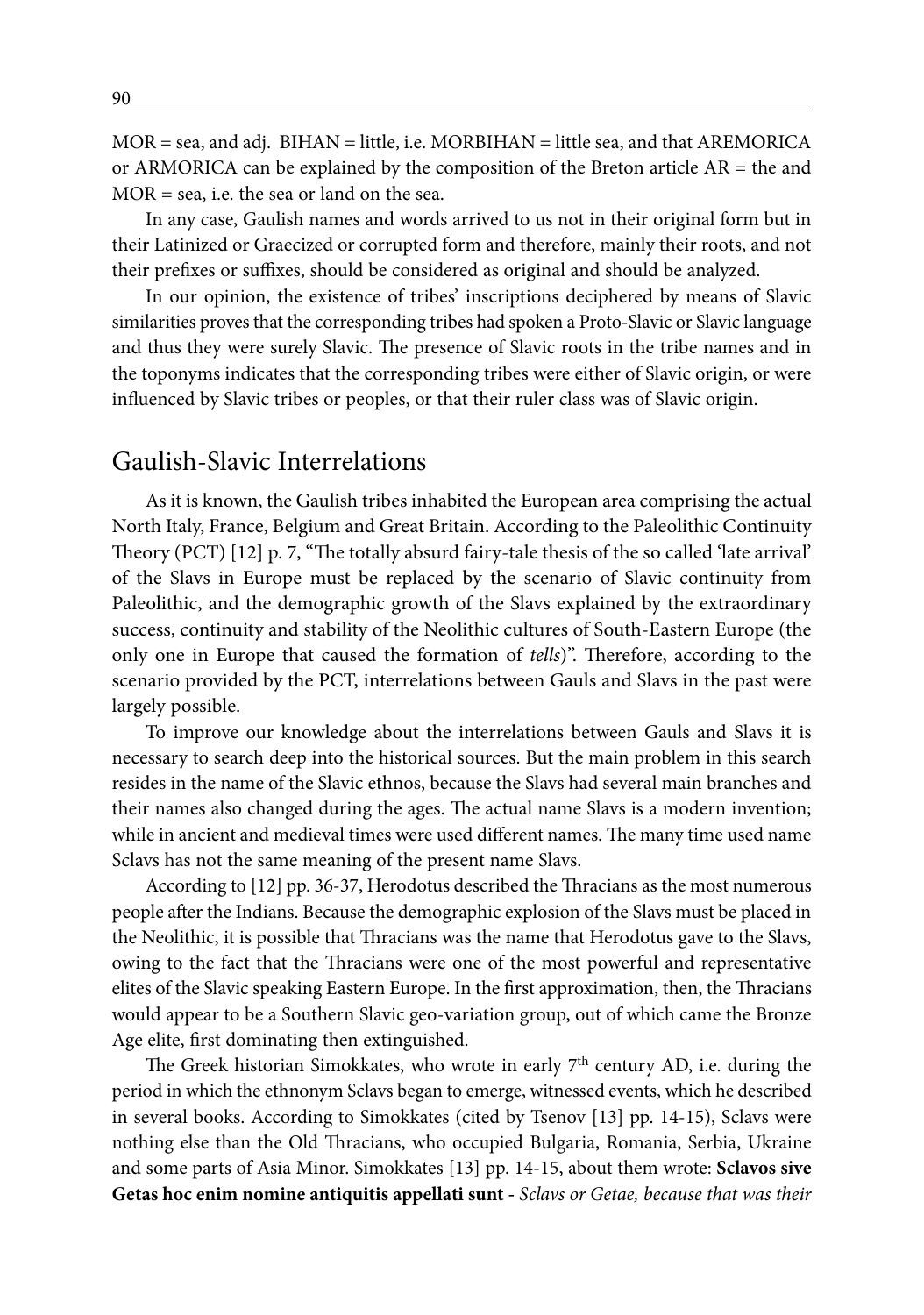MOR = sea, and adj. BIHAN = little, i.e. MORBIHAN = little sea, and that AREMORICA or ARMORICA can be explained by the composition of the Breton article AR = the and MOR = sea, i.e. the sea or land on the sea.

In any case, Gaulish names and words arrived to us not in their original form but in their Latinized or Graecized or corrupted form and therefore, mainly their roots, and not their prefixes or suffixes, should be considered as original and should be analyzed.

In our opinion, the existence of tribes' inscriptions deciphered by means of Slavic similarities proves that the corresponding tribes had spoken a Proto-Slavic or Slavic language and thus they were surely Slavic. The presence of Slavic roots in the tribe names and in the toponyms indicates that the corresponding tribes were either of Slavic origin, or were influenced by Slavic tribes or peoples, or that their ruler class was of Slavic origin.

## Gaulish-Slavic Interrelations

As it is known, the Gaulish tribes inhabited the European area comprising the actual North Italy, France, Belgium and Great Britain. According to the Paleolithic Continuity Theory (PCT) [12] p. 7, "The totally absurd fairy-tale thesis of the so called 'late arrival' of the Slavs in Europe must be replaced by the scenario of Slavic continuity from Paleolithic, and the demographic growth of the Slavs explained by the extraordinary success, continuity and stability of the Neolithic cultures of South-Eastern Europe (the only one in Europe that caused the formation of *tells*)". Therefore, according to the scenario provided by the PCT, interrelations between Gauls and Slavs in the past were largely possible.

To improve our knowledge about the interrelations between Gauls and Slavs it is necessary to search deep into the historical sources. But the main problem in this search resides in the name of the Slavic ethnos, because the Slavs had several main branches and their names also changed during the ages. The actual name Slavs is a modern invention; while in ancient and medieval times were used different names. The many time used name Sclavs has not the same meaning of the present name Slavs.

According to [12] pp. 36-37, Herodotus described the Thracians as the most numerous people after the Indians. Because the demographic explosion of the Slavs must be placed in the Neolithic, it is possible that Thracians was the name that Herodotus gave to the Slavs, owing to the fact that the Thracians were one of the most powerful and representative elites of the Slavic speaking Eastern Europe. In the first approximation, then, the Thracians would appear to be a Southern Slavic geo-variation group, out of which came the Bronze Age elite, first dominating then extinguished.

The Greek historian Simokkates, who wrote in early 7th century AD, i.e. during the period in which the ethnonym Sclavs began to emerge, witnessed events, which he described in several books. According to Simokkates (cited by Tsenov [13] pp. 14-15), Sclavs were nothing else than the Old Thracians, who occupied Bulgaria, Romania, Serbia, Ukraine and some parts of Asia Minor. Simokkates [13] pp. 14-15, about them wrote: **Sclavos sive Getas hoc enim nomine antiquitis appellati sunt** - *Sclavs or Getae, because that was their*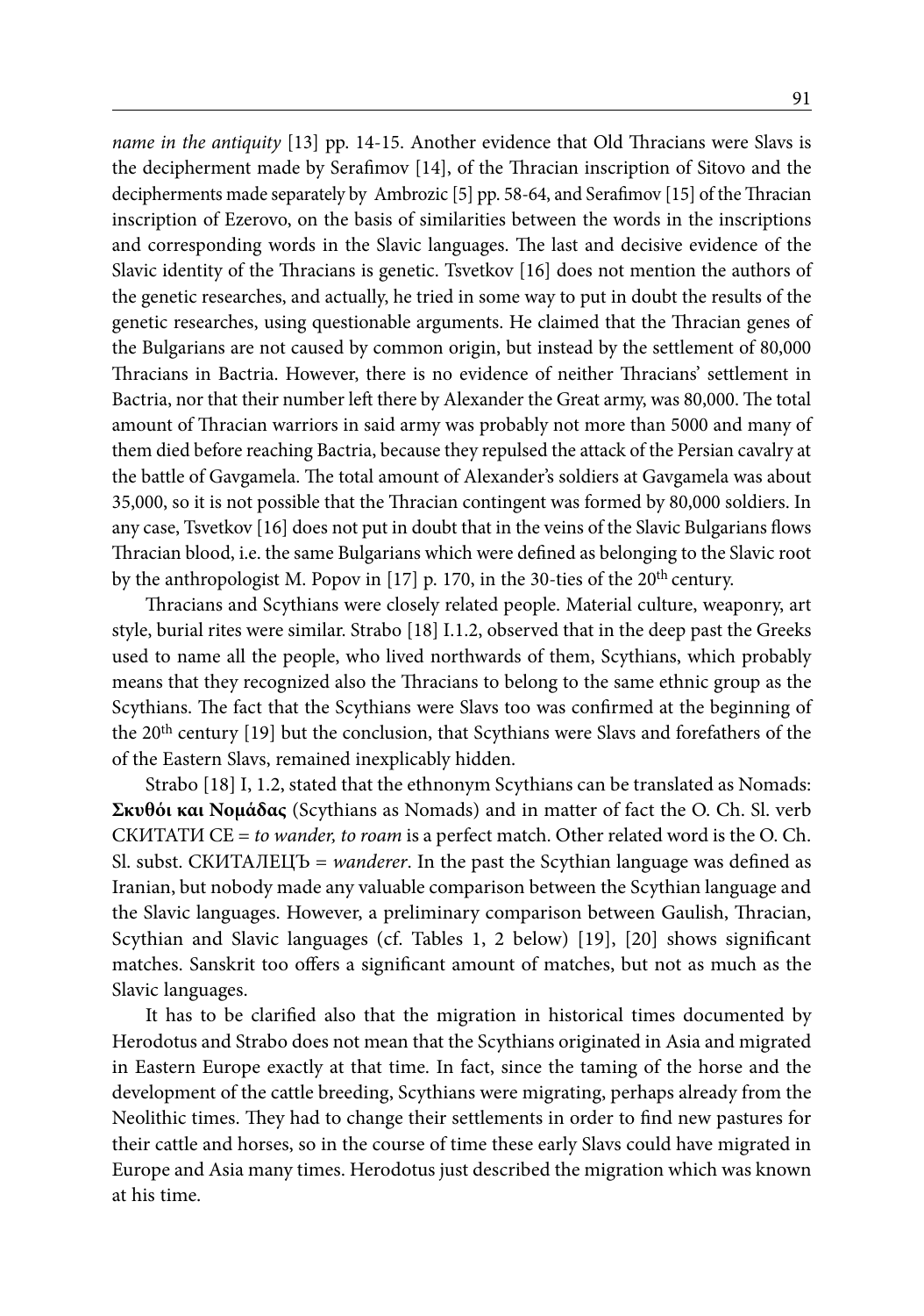*name in the antiquity* [13] pp. 14-15. Another evidence that Old Thracians were Slavs is the decipherment made by Serafimov [14], of the Thracian inscription of Sitovo and the decipherments made separately by Ambrozic [5] pp. 58-64, and Serafimov [15] of the Thracian inscription of Ezerovo, on the basis of similarities between the words in the inscriptions and corresponding words in the Slavic languages. The last and decisive evidence of the Slavic identity of the Thracians is genetic. Tsvetkov [16] does not mention the authors of the genetic researches, and actually, he tried in some way to put in doubt the results of the genetic researches, using questionable arguments. He claimed that the Thracian genes of the Bulgarians are not caused by common origin, but instead by the settlement of 80,000 Thracians in Bactria. However, there is no evidence of neither Thracians' settlement in Bactria, nor that their number left there by Alexander the Great army, was 80,000. The total amount of Thracian warriors in said army was probably not more than 5000 and many of them died before reaching Bactria, because they repulsed the attack of the Persian cavalry at the battle of Gavgamela. The total amount of Alexander's soldiers at Gavgamela was about 35,000, so it is not possible that the Thracian contingent was formed by 80,000 soldiers. In any case, Tsvetkov [16] does not put in doubt that in the veins of the Slavic Bulgarians flows Thracian blood, i.e. the same Bulgarians which were defined as belonging to the Slavic root by the anthropologist M. Popov in [17] p. 170, in the 30-ties of the 20th century.

Thracians and Scythians were closely related people. Material culture, weaponry, art style, burial rites were similar. Strabo [18] I.1.2, observed that in the deep past the Greeks used to name all the people, who lived northwards of them, Scythians, which probably means that they recognized also the Thracians to belong to the same ethnic group as the Scythians. The fact that the Scythians were Slavs too was confirmed at the beginning of the 20th century [19] but the conclusion, that Scythians were Slavs and forefathers of the of the Eastern Slavs, remained inexplicably hidden.

Strabo [18] I, 1.2, stated that the ethnonym Scythians can be translated as Nomads: **Σκυθόι και Νομάδας** (Scythians as Nomads) and in matter of fact the O. Ch. Sl. verb СКИТАТИ СЕ = *to wander, to roam* is a perfect match. Other related word is the O. Ch. Sl. subst. СКИТАЛЕЦЪ = *wanderer*. In the past the Scythian language was defined as Iranian, but nobody made any valuable comparison between the Scythian language and the Slavic languages. However, a preliminary comparison between Gaulish, Thracian, Scythian and Slavic languages (cf. Tables 1, 2 below) [19], [20] shows significant matches. Sanskrit too offers a significant amount of matches, but not as much as the Slavic languages.

It has to be clarified also that the migration in historical times documented by Herodotus and Strabo does not mean that the Scythians originated in Asia and migrated in Eastern Europe exactly at that time. In fact, since the taming of the horse and the development of the cattle breeding, Scythians were migrating, perhaps already from the Neolithic times. They had to change their settlements in order to find new pastures for their cattle and horses, so in the course of time these early Slavs could have migrated in Europe and Asia many times. Herodotus just described the migration which was known at his time.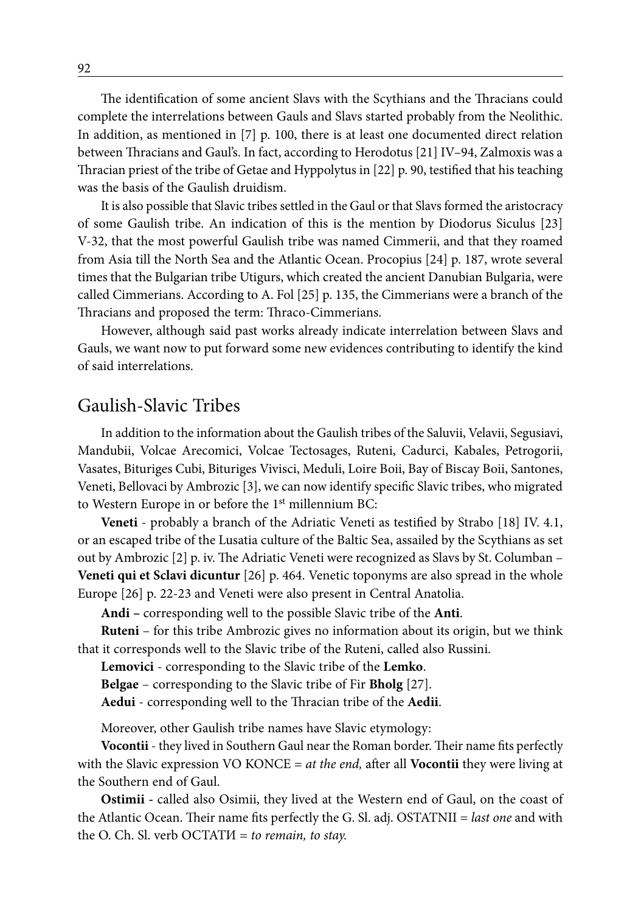The identification of some ancient Slavs with the Scythians and the Thracians could complete the interrelations between Gauls and Slavs started probably from the Neolithic. In addition, as mentioned in [7] p. 100, there is at least one documented direct relation between Thracians and Gaul's. In fact, according to Herodotus [21] IV–94, Zalmoxis was a Thracian priest of the tribe of Getae and Hyppolytus in [22] p. 90, testified that his teaching was the basis of the Gaulish druidism.

It is also possible that Slavic tribes settled in the Gaul or that Slavs formed the aristocracy of some Gaulish tribe. An indication of this is the mention by Diodorus Siculus [23] V-32, that the most powerful Gaulish tribe was named Cimmerii, and that they roamed from Asia till the North Sea and the Atlantic Ocean. Procopius [24] p. 187, wrote several times that the Bulgarian tribe Utigurs, which created the ancient Danubian Bulgaria, were called Cimmerians. According to A. Fol [25] p. 135, the Cimmerians were a branch of the Thracians and proposed the term: Thraco-Cimmerians.

However, although said past works already indicate interrelation between Slavs and Gauls, we want now to put forward some new evidences contributing to identify the kind of said interrelations.

## Gaulish-Slavic Tribes

In addition to the information about the Gaulish tribes of the Saluvii, Velavii, Segusiavi, Mandubii, Volcae Arecomici, Volcae Tectosages, Ruteni, Cadurci, Kabales, Petrogorii, Vasates, Bituriges Cubi, Bituriges Vivisci, Meduli, Loire Boii, Bay of Biscay Boii, Santones, Veneti, Bellovaci by Ambrozic [3], we can now identify specific Slavic tribes, who migrated to Western Europe in or before the 1st millennium BC:

**Veneti** - probably a branch of the Adriatic Veneti as testified by Strabo [18] IV. 4.1, or an escaped tribe of the Lusatia culture of the Baltic Sea, assailed by the Scythians as set out by Ambrozic [2] p. iv. The Adriatic Veneti were recognized as Slavs by St. Columban – **Veneti qui et Sclavi dicuntur** [26] p. 464. Venetic toponyms are also spread in the whole Europe [26] p. 22-23 and Veneti were also present in Central Anatolia.

**Andi –** corresponding well to the possible Slavic tribe of the **Anti**.

**Ruteni** – for this tribe Ambrozic gives no information about its origin, but we think that it corresponds well to the Slavic tribe of the Ruteni, called also Russini.

**Lemovici** - corresponding to the Slavic tribe of the **Lemko**.

**Belgae** – corresponding to the Slavic tribe of Fir **Bholg** [27].

**Aedui** - corresponding well to the Thracian tribe of the **Aedii**.

Moreover, other Gaulish tribe names have Slavic etymology:

**Vocontii** - they lived in Southern Gaul near the Roman border. Their name fits perfectly with the Slavic expression VO KONCE = *at the end,* after all **Vocontii** they were living at the Southern end of Gaul.

**Ostimii** - called also Osimii, they lived at the Western end of Gaul, on the coast of the Atlantic Ocean. Their name fits perfectly the G. Sl. adj. OSTATNII = *last one* and with the O. Ch. Sl. verb ОСТАТИ = *to remain, to stay.*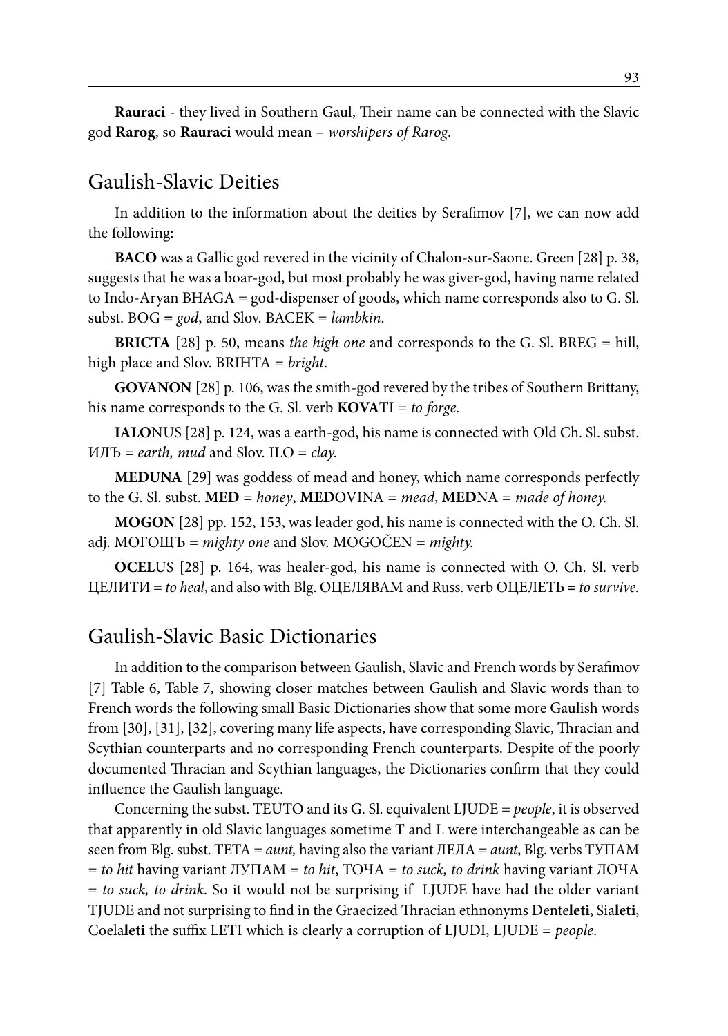**Rauraci** - they lived in Southern Gaul, Their name can be connected with the Slavic god **Rarog**, so **Rauraci** would mean – *worshipers of Rarog*.

## Gaulish-Slavic Deities

In addition to the information about the deities by Serafimov [7], we can now add the following:

**BACO** was a Gallic god revered in the vicinity of Chalon-sur-Saone. Green [28] p. 38, suggests that he was a boar-god, but most probably he was giver-god, having name related to Indo-Aryan BHAGA = god-dispenser of goods, which name corresponds also to G. Sl. subst. BOG = *god*, and Slov. BACEK = *lambkin*.

**BRICTA** [28] p. 50, means *the high one* and corresponds to the G. Sl. BREG = hill, high place and Slov. BRIHTA = *bright*.

**GOVANON** [28] p. 106, was the smith-god revered by the tribes of Southern Brittany, his name corresponds to the G. Sl. verb **KOVA**TI = *to forge.*

**IALO**NUS [28] p. 124, was a earth-god, his name is connected with Old Ch. Sl. subst. ИЛЪ = *earth, mud* and Slov. ILO = *clay.*

**MEDUNA** [29] was goddess of mead and honey, which name corresponds perfectly to the G. Sl. subst. **MED** = *honey*, **MED**OVINA = *mead*, **MED**NA = *made of honey.*

**MOGON** [28] pp. 152, 153, was leader god, his name is connected with the O. Ch. Sl. adj. МОГОЩЪ = *mighty one* and Slov. MOGOČEN = *mighty.*

**OCEL**US [28] p. 164, was healer-god, his name is connected with O. Ch. Sl. verb ЦЕЛИТИ = *to heal*, and also with Blg. ОЦЕЛЯВАМ and Russ. verb ОЦЕЛЕТЬ = *to survive.*

## Gaulish-Slavic Basic Dictionaries

In addition to the comparison between Gaulish, Slavic and French words by Serafimov [7] Table 6, Table 7, showing closer matches between Gaulish and Slavic words than to French words the following small Basic Dictionaries show that some more Gaulish words from [30], [31], [32], covering many life aspects, have corresponding Slavic, Thracian and Scythian counterparts and no corresponding French counterparts. Despite of the poorly documented Thracian and Scythian languages, the Dictionaries confirm that they could influence the Gaulish language.

Concerning the subst. TEUTO and its G. Sl. equivalent LJUDE = *people*, it is observed that apparently in old Slavic languages sometime T and L were interchangeable as can be seen from Blg. subst. ТЕТА = *aunt,* having also the variant ЛЕЛА = *aunt*, Blg. verbs ТУПАМ = *to hit* having variant ЛУПАМ = *to hit*, ТОЧА = *to suck, to drink* having variant ЛОЧА = *to suck, to drink*. So it would not be surprising if LJUDE have had the older variant TJUDE and not surprising to find in the Graecized Thracian ethnonyms Dente**leti**, Sia**leti**, Coela**leti** the suffix LETI which is clearly a corruption of LJUDI, LJUDE = *people*.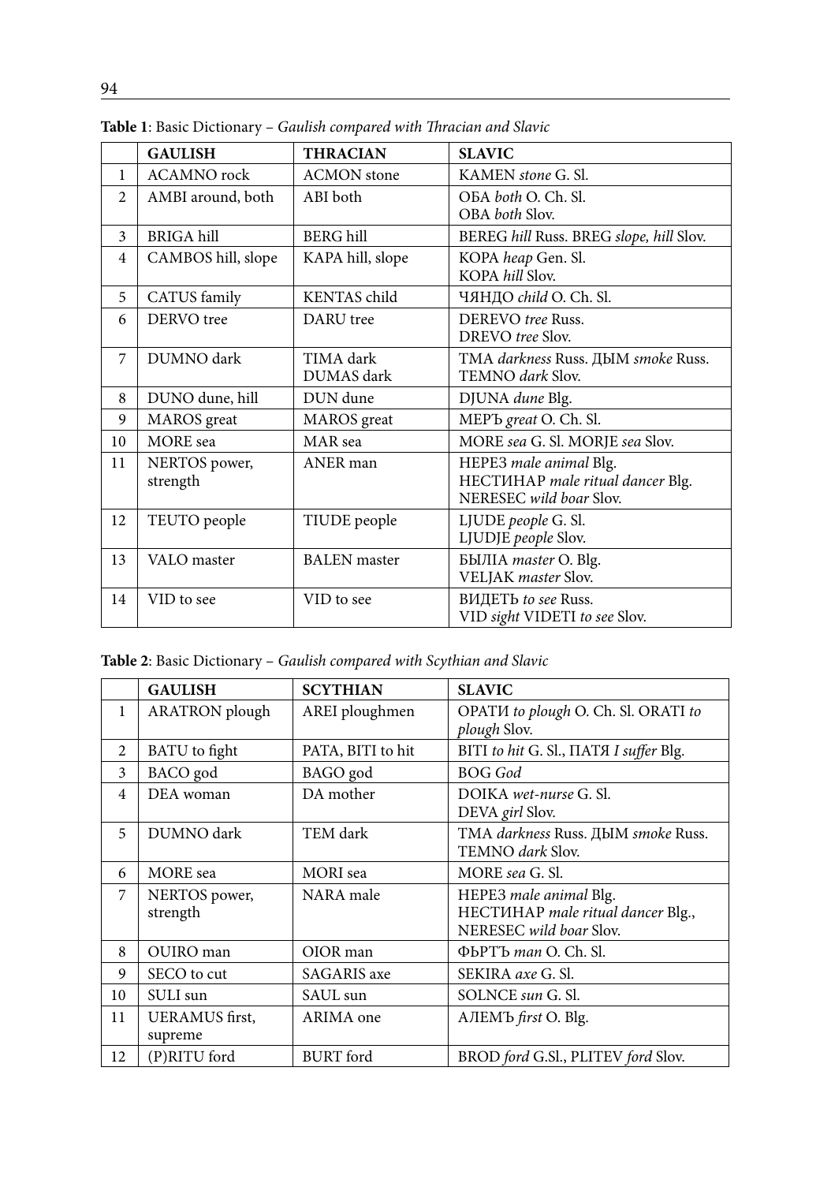**Table 1**: Basic Dictionary – *Gaulish compared with Thracian and Slavic*

| | GAULISH | THRACIAN | SLAVIC |
|---|---|---|---|
| 1 | ACAMNO rock | ACMON stone | KAMEN *stone* G. Sl. |
| 2 | AMBI around, both | ABI both | ОБА *both* O. Ch. Sl. OBA *both* Slov. |
| 3 | BRIGA hill | BERG hill | BEREG *hill* Russ. BREG *slope, hill* Slov. |
| 4 | CAMBOS hill, slope | KAPA hill, slope | KOPA *heap* Gen. Sl. KOPA *hill* Slov. |
| 5 | CATUS family | KENTAS child | ЧЯНДО *child* O. Ch. Sl. |
| 6 | DERVO tree | DARU tree | DEREVO *tree* Russ. DREVO *tree* Slov. |
| 7 | DUMNO dark | TIMA dark DUMAS dark | ТМА *darkness* Russ. ДЫМ *smoke* Russ. TEMNO *dark* Slov. |
| 8 | DUNO dune, hill | DUN dune | DJUNA *dune* Blg. |
| 9 | MAROS great | MAROS great | МЕРЪ *great* O. Ch. Sl. |
| 10 | MORE sea | MAR sea | MORE *sea* G. Sl. MORJE *sea* Slov. |
| 11 | NERTOS power, strength | ANER man | НЕРЕЗ *male animal* Blg. НЕСТИНАР *male ritual dancer* Blg. NERESEC *wild boar* Slov. |
| 12 | TEUTO people | TIUDE people | LJUDE *people* G. Sl. LJUDJE *people* Slov. |
| 13 | VALO master | BALEN master | БЫЛЇА *master* O. Blg. VELJAK *master* Slov. |
| 14 | VID to see | VID to see | ВИДЕТЬ *to see* Russ. VID *sight* VIDETI *to see* Slov. |

**Table 2**: Basic Dictionary – *Gaulish compared with Scythian and Slavic*

| | GAULISH | SCYTHIAN | SLAVIC |
|---|---|---|---|
| 1 | ARATRON plough | AREI ploughmen | ОРАТИ *to plough* O. Ch. Sl. ORATI *to plough* Slov. |
| 2 | BATU to fight | PATA, BITI to hit | BITI *to hit* G. Sl., ПАТЯ *I suffer* Blg. |
| 3 | BACO god | BAGO god | BOG *God* |
| 4 | DEA woman | DA mother | DOIKA *wet-nurse* G. Sl. DEVA *girl* Slov. |
| 5 | DUMNO dark | TEM dark | ТМА *darkness* Russ. ДЫМ *smoke* Russ. TEMNO *dark* Slov. |
| 6 | MORE sea | MORI sea | MORE *sea* G. Sl. |
| 7 | NERTOS power, strength | NARA male | НЕРЕЗ *male animal* Blg. НЕСТИНАР *male ritual dancer* Blg., NERESEC *wild boar* Slov. |
| 8 | OUIRO man | OIOR man | ФЬРТЪ *man* O. Ch. Sl. |
| 9 | SECO to cut | SAGARIS axe | SEKIRA *axe* G. Sl. |
| 10 | SULI sun | SAUL sun | SOLNCE *sun* G. Sl. |
| 11 | UERAMUS first, supreme | ARIMA one | АЛЕМЪ *first* O. Blg. |
| 12 | (P)RITU ford | BURT ford | BROD *ford* G.Sl., PLITEV *ford* Slov. |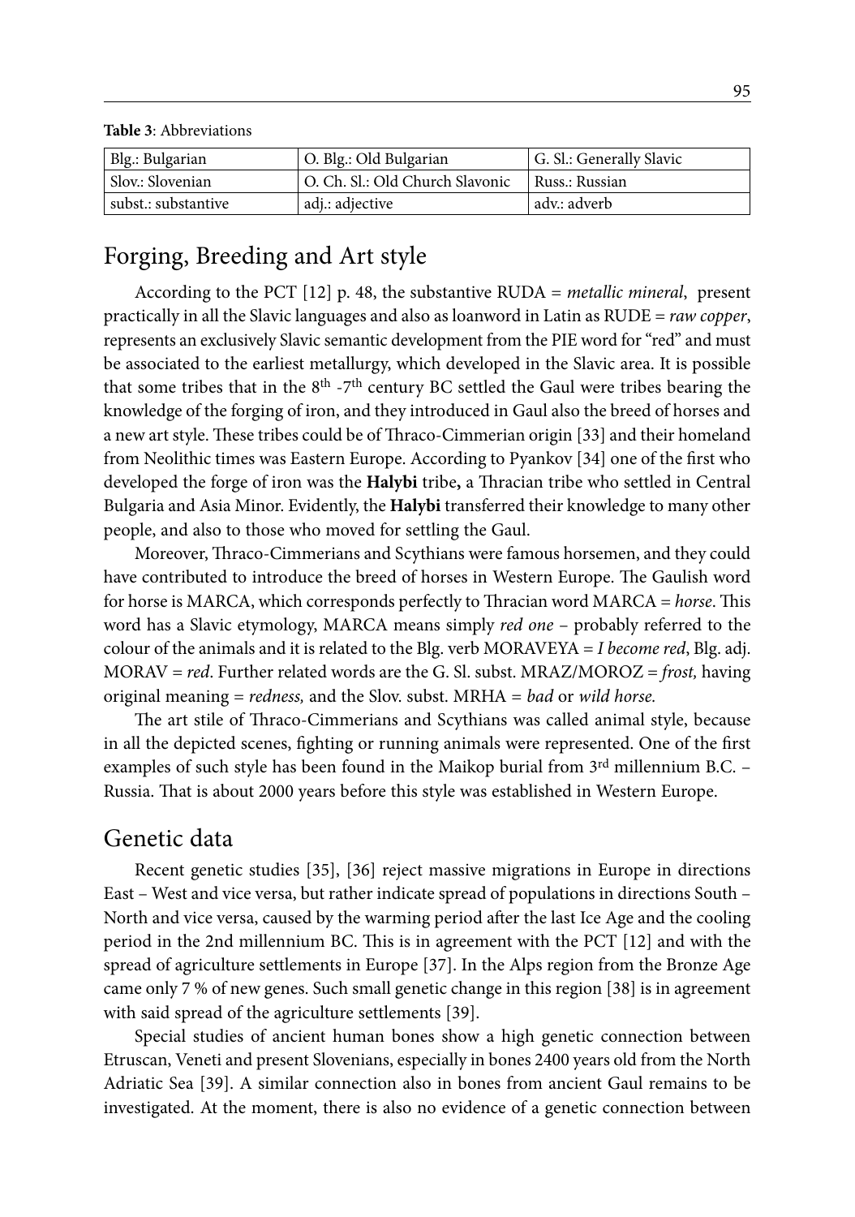**Table 3**: Abbreviations

| Blg.: Bulgarian | O. Blg.: Old Bulgarian | G. Sl.: Generally Slavic |
|---|---|---|
| Slov.: Slovenian | O. Ch. Sl.: Old Church Slavonic | Russ.: Russian |
| subst.: substantive | adj.: adjective | adv.: adverb |

## Forging, Breeding and Art style

According to the PCT [12] p. 48, the substantive RUDA = *metallic mineral*, present practically in all the Slavic languages and also as loanword in Latin as RUDE = *raw copper*, represents an exclusively Slavic semantic development from the PIE word for "red" and must be associated to the earliest metallurgy, which developed in the Slavic area. It is possible that some tribes that in the 8th -7th century BC settled the Gaul were tribes bearing the knowledge of the forging of iron, and they introduced in Gaul also the breed of horses and a new art style. These tribes could be of Thraco-Cimmerian origin [33] and their homeland from Neolithic times was Eastern Europe. According to Pyankov [34] one of the first who developed the forge of iron was the **Halybi** tribe**,** a Thracian tribe who settled in Central Bulgaria and Asia Minor. Evidently, the **Halybi** transferred their knowledge to many other people, and also to those who moved for settling the Gaul.

Moreover, Thraco-Cimmerians and Scythians were famous horsemen, and they could have contributed to introduce the breed of horses in Western Europe. The Gaulish word for horse is MARCA, which corresponds perfectly to Thracian word MARCA = *horse*. This word has a Slavic etymology, MARCA means simply *red one* – probably referred to the colour of the animals and it is related to the Blg. verb MORAVEYA = *I become red*, Blg. adj. MORAV = *red*. Further related words are the G. Sl. subst. MRAZ/MOROZ = *frost,* having original meaning = *redness,* and the Slov. subst. MRHA = *bad* or *wild horse.*

The art stile of Thraco-Cimmerians and Scythians was called animal style, because in all the depicted scenes, fighting or running animals were represented. One of the first examples of such style has been found in the Maikop burial from 3rd millennium B.C. – Russia. That is about 2000 years before this style was established in Western Europe.

## Genetic data

Recent genetic studies [35], [36] reject massive migrations in Europe in directions East – West and vice versa, but rather indicate spread of populations in directions South – North and vice versa, caused by the warming period after the last Ice Age and the cooling period in the 2nd millennium BC. This is in agreement with the PCT [12] and with the spread of agriculture settlements in Europe [37]. In the Alps region from the Bronze Age came only 7 % of new genes. Such small genetic change in this region [38] is in agreement with said spread of the agriculture settlements [39].

Special studies of ancient human bones show a high genetic connection between Etruscan, Veneti and present Slovenians, especially in bones 2400 years old from the North Adriatic Sea [39]. A similar connection also in bones from ancient Gaul remains to be investigated. At the moment, there is also no evidence of a genetic connection between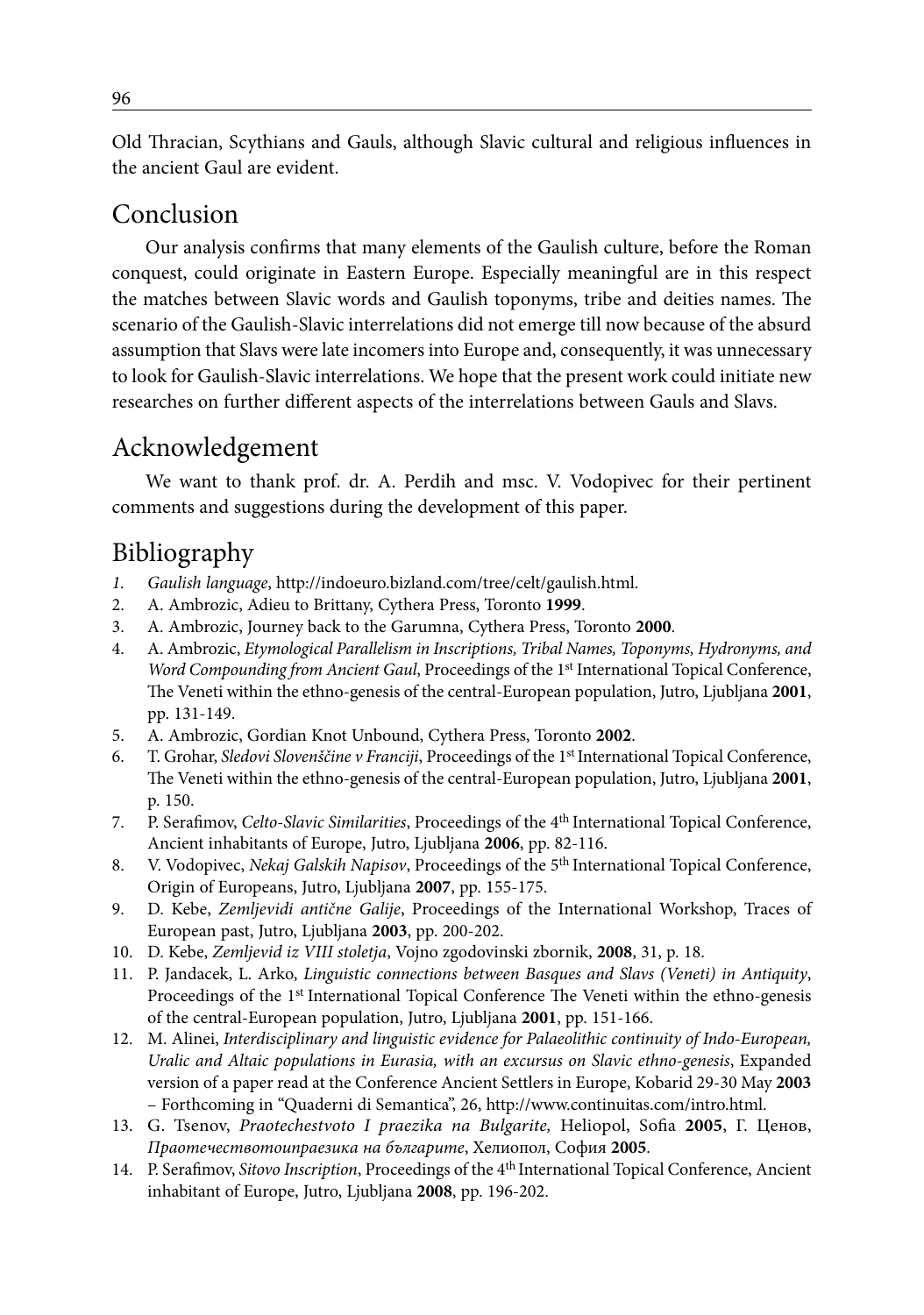Old Thracian, Scythians and Gauls, although Slavic cultural and religious influences in the ancient Gaul are evident.

## Conclusion

Our analysis confirms that many elements of the Gaulish culture, before the Roman conquest, could originate in Eastern Europe. Especially meaningful are in this respect the matches between Slavic words and Gaulish toponyms, tribe and deities names. The scenario of the Gaulish-Slavic interrelations did not emerge till now because of the absurd assumption that Slavs were late incomers into Europe and, consequently, it was unnecessary to look for Gaulish-Slavic interrelations. We hope that the present work could initiate new researches on further different aspects of the interrelations between Gauls and Slavs.

## Acknowledgement

We want to thank prof. dr. A. Perdih and msc. V. Vodopivec for their pertinent comments and suggestions during the development of this paper.

## Bibliography

1. *Gaulish language*, http://indoeuro.bizland.com/tree/celt/gaulish.html.
2. A. Ambrozic, Adieu to Brittany, Cythera Press, Toronto **1999**.
3. A. Ambrozic, Journey back to the Garumna, Cythera Press, Toronto **2000**.
4. A. Ambrozic, *Etymological Parallelism in Inscriptions, Tribal Names, Toponyms, Hydronyms, and Word Compounding from Ancient Gaul*, Proceedings of the 1st International Topical Conference, The Veneti within the ethno-genesis of the central-European population, Jutro, Ljubljana **2001**, pp. 131-149.
5. A. Ambrozic, Gordian Knot Unbound, Cythera Press, Toronto **2002**.
6. T. Grohar, *Sledovi Slovenščine v Franciji*, Proceedings of the 1st International Topical Conference, The Veneti within the ethno-genesis of the central-European population, Jutro, Ljubljana **2001**, p. 150.
7. P. Serafimov, *Celto-Slavic Similarities*, Proceedings of the 4th International Topical Conference, Ancient inhabitants of Europe, Jutro, Ljubljana **2006**, pp. 82-116.
8. V. Vodopivec, *Nekaj Galskih Napisov*, Proceedings of the 5th International Topical Conference, Origin of Europeans, Jutro, Ljubljana **2007**, pp. 155-175.
9. D. Kebe, *Zemljevidi antične Galije*, Proceedings of the International Workshop, Traces of European past, Jutro, Ljubljana **2003**, pp. 200-202.
10. D. Kebe, *Zemljevid iz VIII stoletja*, Vojno zgodovinski zbornik, **2008**, 31, p. 18.
11. P. Jandacek, L. Arko, *Linguistic connections between Basques and Slavs (Veneti) in Antiquity*, Proceedings of the 1st International Topical Conference The Veneti within the ethno-genesis of the central-European population, Jutro, Ljubljana **2001**, pp. 151-166.
12. M. Alinei, *Interdisciplinary and linguistic evidence for Palaeolithic continuity of Indo-European, Uralic and Altaic populations in Eurasia, with an excursus on Slavic ethno-genesis*, Expanded version of a paper read at the Conference Ancient Settlers in Europe, Kobarid 29-30 May **2003** – Forthcoming in "Quaderni di Semantica", 26, http://www.continuitas.com/intro.html.
13. G. Tsenov, *Praotechestvoto I praezika na Bulgarite,* Heliopol, Sofia **2005**, Г. Ценов, *Праотечествотоипраезика на българите*, Хелиопол, София **2005**.
14. P. Serafimov, *Sitovo Inscription*, Proceedings of the 4th International Topical Conference, Ancient inhabitant of Europe, Jutro, Ljubljana **2008**, pp. 196-202.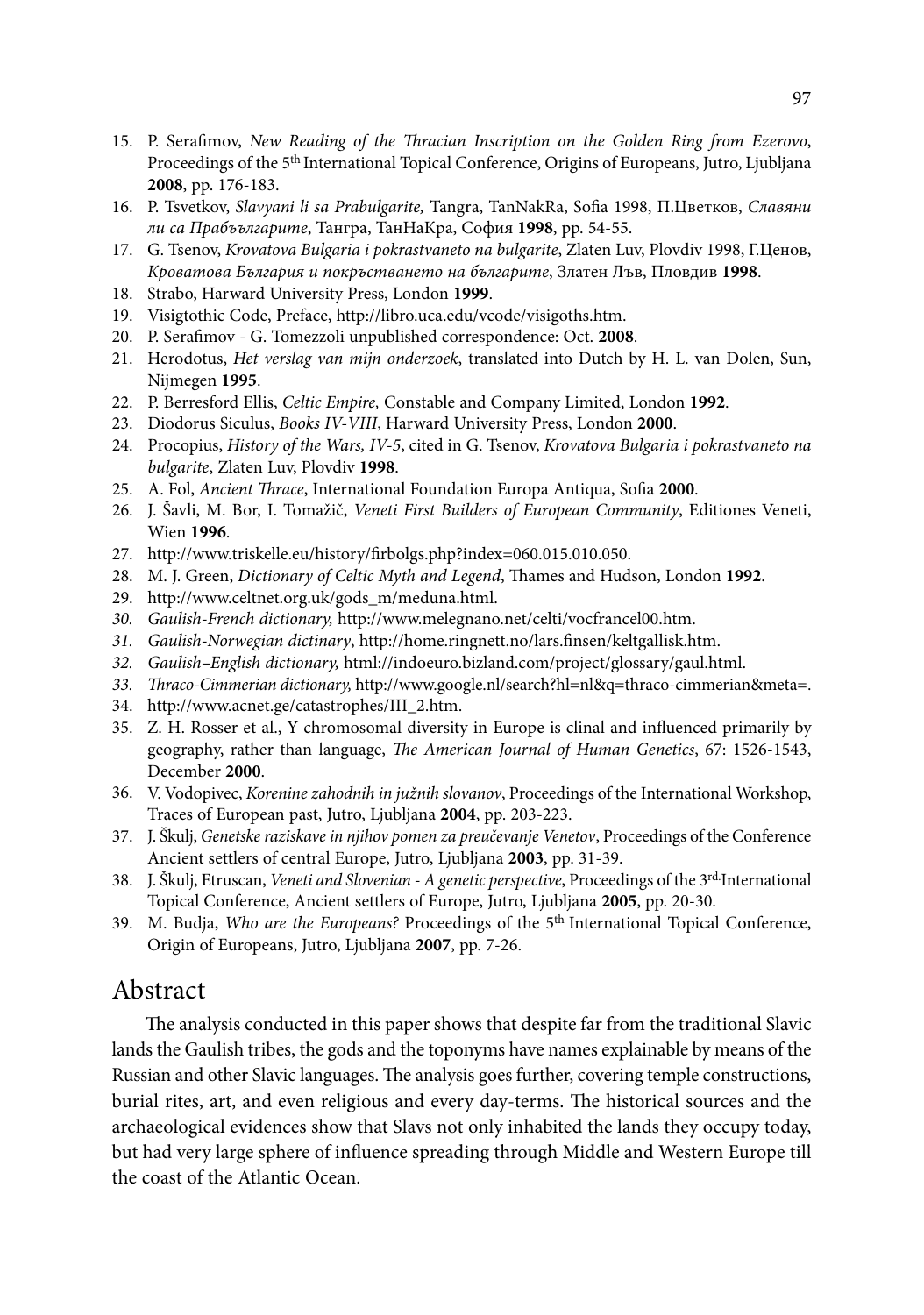15. P. Serafimov, *New Reading of the Thracian Inscription on the Golden Ring from Ezerovo*, Proceedings of the 5[th] International Topical Conference, Origins of Europeans, Jutro, Ljubljana **2008**, pp. 176-183.
16. P. Tsvetkov, *Slavyani li sa Prabulgarite,* Tangra, TanNakRa, Sofia 1998, П.Цветков, *Славяни ли са Прабългарите*, Тангра, ТанНаКра, София **1998**, pp. 54-55.
17. G. Tsenov, *Krovatova Bulgaria i pokrastvaneto na bulgarite*, Zlaten Luv, Plovdiv 1998, Г.Ценов, *Кроватова България и покръстването на българите*, Златен Лъв, Пловдив **1998**.
18. Strabo, Harward University Press, London **1999**.
19. Visigtothic Code, Preface, http://libro.uca.edu/vcode/visigoths.htm.
20. P. Serafimov - G. Tomezzoli unpublished correspondence: Oct. **2008**.
21. Herodotus, *Het verslag van mijn onderzoek*, translated into Dutch by H. L. van Dolen, Sun, Nijmegen **1995**.
22. P. Berresford Ellis, *Celtic Empire,* Constable and Company Limited, London **1992**.
23. Diodorus Siculus, *Books IV-VIII*, Harward University Press, London **2000**.
24. Procopius, *History of the Wars, IV-5*, cited in G. Tsenov, *Krovatova Bulgaria i pokrastvaneto na bulgarite*, Zlaten Luv, Plovdiv **1998**.
25. A. Fol, *Ancient Thrace*, International Foundation Europa Antiqua, Sofia **2000**.
26. J. Šavli, M. Bor, I. Tomažič, *Veneti First Builders of European Community*, Editiones Veneti, Wien **1996**.
27. http://www.triskelle.eu/history/firbolgs.php?index=060.015.010.050.
28. M. J. Green, *Dictionary of Celtic Myth and Legend*, Thames and Hudson, London **1992**.
29. http://www.celtnet.org.uk/gods_m/meduna.html.
30. *Gaulish-French dictionary,* http://www.melegnano.net/celti/vocfrancel00.htm.
31. *Gaulish-Norwegian dictinary*, http://home.ringnett.no/lars.finsen/keltgallisk.htm.
32. *Gaulish–English dictionary,* html://indoeuro.bizland.com/project/glossary/gaul.html.
33. *Thraco-Cimmerian dictionary,* http://www.google.nl/search?hl=nl&q=thraco-cimmerian&meta=.
34. http://www.acnet.ge/catastrophes/III_2.htm.
35. Z. H. Rosser et al., Y chromosomal diversity in Europe is clinal and influenced primarily by geography, rather than language, *The American Journal of Human Genetics*, 67: 1526-1543, December **2000**.
36. V. Vodopivec, *Korenine zahodnih in južnih slovanov*, Proceedings of the International Workshop, Traces of European past, Jutro, Ljubljana **2004**, pp. 203-223.
37. J. Škulj, *Genetske raziskave in njihov pomen za preučevanje Venetov*, Proceedings of the Conference Ancient settlers of central Europe, Jutro, Ljubljana **2003**, pp. 31-39.
38. J. Škulj, Etruscan, *Veneti and Slovenian - A genetic perspective*, Proceedings of the 3[rd] International Topical Conference, Ancient settlers of Europe, Jutro, Ljubljana **2005**, pp. 20-30.
39. M. Budja, *Who are the Europeans?* Proceedings of the 5[th] International Topical Conference, Origin of Europeans, Jutro, Ljubljana **2007**, pp. 7-26.

## Abstract

The analysis conducted in this paper shows that despite far from the traditional Slavic lands the Gaulish tribes, the gods and the toponyms have names explainable by means of the Russian and other Slavic languages. The analysis goes further, covering temple constructions, burial rites, art, and even religious and every day-terms. The historical sources and the archaeological evidences show that Slavs not only inhabited the lands they occupy today, but had very large sphere of influence spreading through Middle and Western Europe till the coast of the Atlantic Ocean.